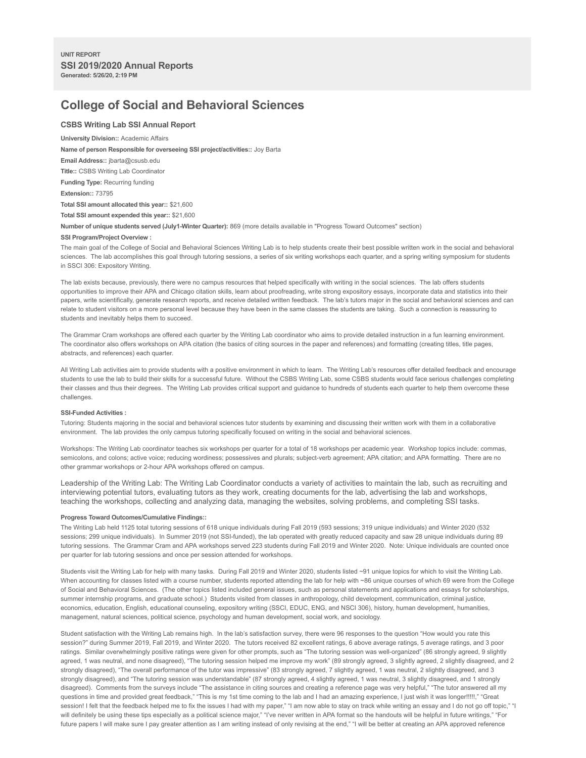UNIT REPORT

**SSI 2019/2020 Annual Reports**

**Generated: 5/26/20, 2:19 PM**

# College of Social and Behavioral Sciences

### CSBS Writing Lab SSI Annual Report

**University Division::** Academic Affairs

**Name of person Responsible for overseeing SSI project/activities::** Joy Barta

**Email Address::** jbarta@csusb.edu

**Title::** CSBS Writing Lab Coordinator

**Funding Type:** Recurring funding

**Extension::** 73795

**Total SSI amount allocated this year::** $21,600

**Total SSI amount expended this year::** $21,600

**Number of unique students served (July1-Winter Quarter):** 869 (more details available in "Progress Toward Outcomes" section)

**SSI Program/Project Overview :**

The main goal of the College of Social and Behavioral Sciences Writing Lab is to help students create their best possible written work in the social and behavioral sciences. The lab accomplishes this goal through tutoring sessions, a series of six writing workshops each quarter, and a spring writing symposium for students in SSCI 306: Expository Writing.

The lab exists because, previously, there were no campus resources that helped specifically with writing in the social sciences. The lab offers students opportunities to improve their APA and Chicago citation skills, learn about proofreading, write strong expository essays, incorporate data and statistics into their papers, write scientifically, generate research reports, and receive detailed written feedback. The lab's tutors major in the social and behavioral sciences and can relate to student visitors on a more personal level because they have been in the same classes the students are taking. Such a connection is reassuring to students and inevitably helps them to succeed.

The Grammar Cram workshops are offered each quarter by the Writing Lab coordinator who aims to provide detailed instruction in a fun learning environment. The coordinator also offers workshops on APA citation (the basics of citing sources in the paper and references) and formatting (creating titles, title pages, abstracts, and references) each quarter.

All Writing Lab activities aim to provide students with a positive environment in which to learn. The Writing Lab's resources offer detailed feedback and encourage students to use the lab to build their skills for a successful future. Without the CSBS Writing Lab, some CSBS students would face serious challenges completing their classes and thus their degrees. The Writing Lab provides critical support and guidance to hundreds of students each quarter to help them overcome these challenges.

**SSI-Funded Activities :**

Tutoring: Students majoring in the social and behavioral sciences tutor students by examining and discussing their written work with them in a collaborative environment. The lab provides the only campus tutoring specifically focused on writing in the social and behavioral sciences.

Workshops: The Writing Lab coordinator teaches six workshops per quarter for a total of 18 workshops per academic year. Workshop topics include: commas, semicolons, and colons; active voice; reducing wordiness; possessives and plurals; subject-verb agreement; APA citation; and APA formatting. There are no other grammar workshops or 2-hour APA workshops offered on campus.

Leadership of the Writing Lab: The Writing Lab Coordinator conducts a variety of activities to maintain the lab, such as recruiting and interviewing potential tutors, evaluating tutors as they work, creating documents for the lab, advertising the lab and workshops, teaching the workshops, collecting and analyzing data, managing the websites, solving problems, and completing SSI tasks.

**Progress Toward Outcomes/Cumulative Findings::**

The Writing Lab held 1125 total tutoring sessions of 618 unique individuals during Fall 2019 (593 sessions; 319 unique individuals) and Winter 2020 (532 sessions; 299 unique individuals). In Summer 2019 (not SSI-funded), the lab operated with greatly reduced capacity and saw 28 unique individuals during 89 tutoring sessions. The Grammar Cram and APA workshops served 223 students during Fall 2019 and Winter 2020. Note: Unique individuals are counted once per quarter for lab tutoring sessions and once per session attended for workshops.

Students visit the Writing Lab for help with many tasks. During Fall 2019 and Winter 2020, students listed ~91 unique topics for which to visit the Writing Lab. When accounting for classes listed with a course number, students reported attending the lab for help with ~86 unique courses of which 69 were from the College of Social and Behavioral Sciences. (The other topics listed included general issues, such as personal statements and applications and essays for scholarships, summer internship programs, and graduate school.) Students visited from classes in anthropology, child development, communication, criminal justice, economics, education, English, educational counseling, expository writing (SSCI, EDUC, ENG, and NSCI 306), history, human development, humanities, management, natural sciences, political science, psychology and human development, social work, and sociology.

Student satisfaction with the Writing Lab remains high. In the lab's satisfaction survey, there were 96 responses to the question "How would you rate this session?" during Summer 2019, Fall 2019, and Winter 2020. The tutors received 82 excellent ratings, 6 above average ratings, 5 average ratings, and 3 poor ratings. Similar overwhelmingly positive ratings were given for other prompts, such as "The tutoring session was well-organized" (86 strongly agreed, 9 slightly agreed, 1 was neutral, and none disagreed), "The tutoring session helped me improve my work" (89 strongly agreed, 3 slightly agreed, 2 slightly disagreed, and 2 strongly disagreed), "The overall performance of the tutor was impressive" (83 strongly agreed, 7 slightly agreed, 1 was neutral, 2 slightly disagreed, and 3 strongly disagreed), and "The tutoring session was understandable" (87 strongly agreed, 4 slightly agreed, 1 was neutral, 3 slightly disagreed, and 1 strongly disagreed). Comments from the surveys include "The assistance in citing sources and creating a reference page was very helpful," "The tutor answered all my questions in time and provided great feedback," "This is my 1st time coming to the lab and I had an amazing experience, I just wish it was longer!!!!!," "Great session! I felt that the feedback helped me to fix the issues I had with my paper," "I am now able to stay on track while writing an essay and I do not go off topic," "I will definitely be using these tips especially as a political science major," "I've never written in APA format so the handouts will be helpful in future writings," "For future papers I will make sure I pay greater attention as I am writing instead of only revising at the end," "I will be better at creating an APA approved reference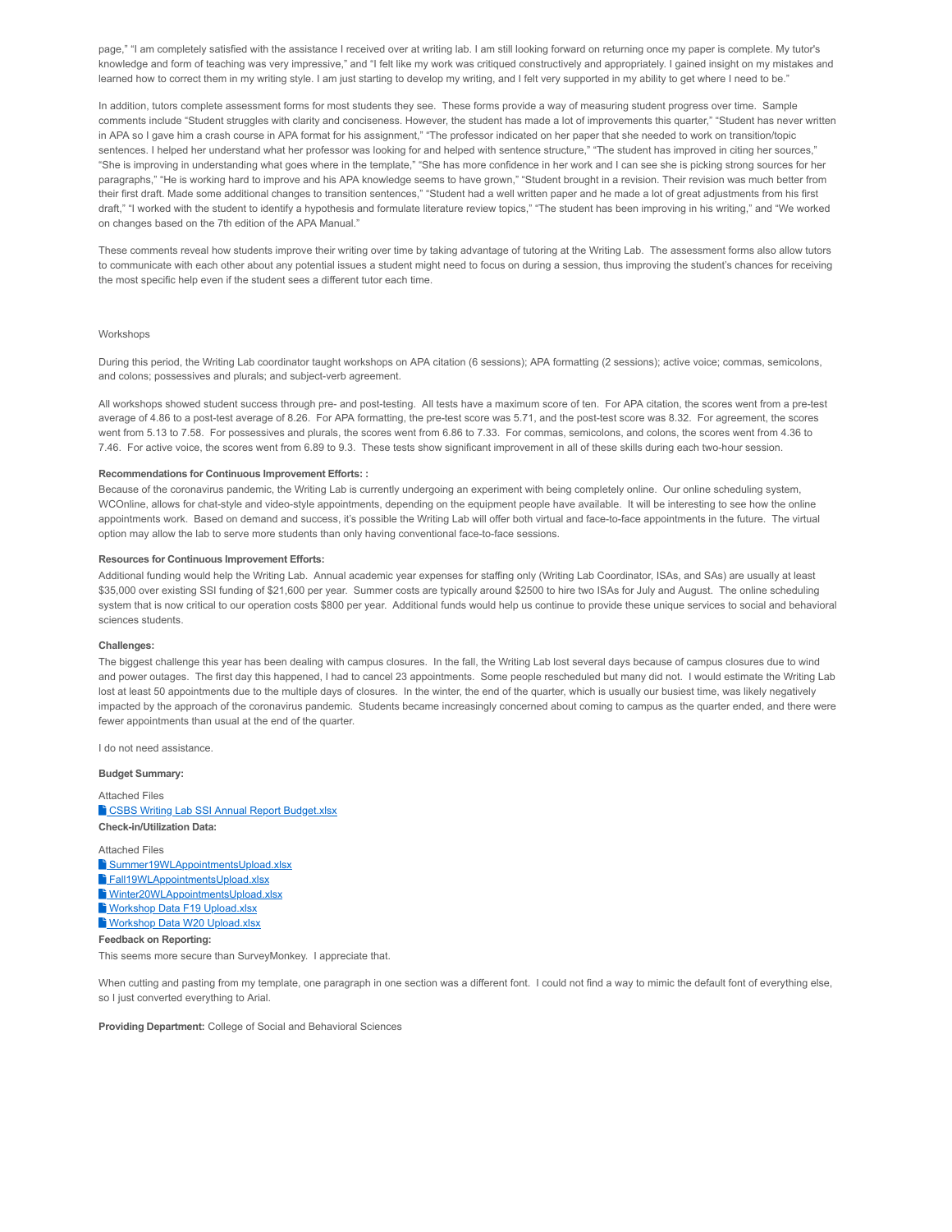page," "I am completely satisfied with the assistance I received over at writing lab. I am still looking forward on returning once my paper is complete. My tutor's knowledge and form of teaching was very impressive," and "I felt like my work was critiqued constructively and appropriately. I gained insight on my mistakes and learned how to correct them in my writing style. I am just starting to develop my writing, and I felt very supported in my ability to get where I need to be."

In addition, tutors complete assessment forms for most students they see. These forms provide a way of measuring student progress over time. Sample comments include "Student struggles with clarity and conciseness. However, the student has made a lot of improvements this quarter," "Student has never written in APA so I gave him a crash course in APA format for his assignment," "The professor indicated on her paper that she needed to work on transition/topic sentences. I helped her understand what her professor was looking for and helped with sentence structure," "The student has improved in citing her sources," "She is improving in understanding what goes where in the template," "She has more confidence in her work and I can see she is picking strong sources for her paragraphs," "He is working hard to improve and his APA knowledge seems to have grown," "Student brought in a revision. Their revision was much better from their first draft. Made some additional changes to transition sentences," "Student had a well written paper and he made a lot of great adjustments from his first draft," "I worked with the student to identify a hypothesis and formulate literature review topics," "The student has been improving in his writing," and "We worked on changes based on the 7th edition of the APA Manual."

These comments reveal how students improve their writing over time by taking advantage of tutoring at the Writing Lab. The assessment forms also allow tutors to communicate with each other about any potential issues a student might need to focus on during a session, thus improving the student's chances for receiving the most specific help even if the student sees a different tutor each time.

Workshops

During this period, the Writing Lab coordinator taught workshops on APA citation (6 sessions); APA formatting (2 sessions); active voice; commas, semicolons, and colons; possessives and plurals; and subject-verb agreement.

All workshops showed student success through pre- and post-testing. All tests have a maximum score of ten. For APA citation, the scores went from a pre-test average of 4.86 to a post-test average of 8.26. For APA formatting, the pre-test score was 5.71, and the post-test score was 8.32. For agreement, the scores went from 5.13 to 7.58. For possessives and plurals, the scores went from 6.86 to 7.33. For commas, semicolons, and colons, the scores went from 4.36 to 7.46. For active voice, the scores went from 6.89 to 9.3. These tests show significant improvement in all of these skills during each two-hour session.

**Recommendations for Continuous Improvement Efforts: :**

Because of the coronavirus pandemic, the Writing Lab is currently undergoing an experiment with being completely online. Our online scheduling system, WCOnline, allows for chat-style and video-style appointments, depending on the equipment people have available. It will be interesting to see how the online appointments work. Based on demand and success, it's possible the Writing Lab will offer both virtual and face-to-face appointments in the future. The virtual option may allow the lab to serve more students than only having conventional face-to-face sessions.

**Resources for Continuous Improvement Efforts:**

Additional funding would help the Writing Lab. Annual academic year expenses for staffing only (Writing Lab Coordinator, ISAs, and SAs) are usually at least $35,000 over existing SSI funding of $21,600 per year. Summer costs are typically around $2500 to hire two ISAs for July and August. The online scheduling system that is now critical to our operation costs $800 per year. Additional funds would help us continue to provide these unique services to social and behavioral sciences students.

**Challenges:**

The biggest challenge this year has been dealing with campus closures. In the fall, the Writing Lab lost several days because of campus closures due to wind and power outages. The first day this happened, I had to cancel 23 appointments. Some people rescheduled but many did not. I would estimate the Writing Lab lost at least 50 appointments due to the multiple days of closures. In the winter, the end of the quarter, which is usually our busiest time, was likely negatively impacted by the approach of the coronavirus pandemic. Students became increasingly concerned about coming to campus as the quarter ended, and there were fewer appointments than usual at the end of the quarter.

I do not need assistance.

**Budget Summary:**

Attached Files

CSBS Writing Lab SSI Annual Report Budget.xlsx

**Check-in/Utilization Data:**

Attached Files

Summer19WLAppointmentsUpload.xlsx

Fall19WLAppointmentsUpload.xlsx

Winter20WLAppointmentsUpload.xlsx

Workshop Data F19 Upload.xlsx

Workshop Data W20 Upload.xlsx

**Feedback on Reporting:**

This seems more secure than SurveyMonkey. I appreciate that.

When cutting and pasting from my template, one paragraph in one section was a different font. I could not find a way to mimic the default font of everything else, so I just converted everything to Arial.

**Providing Department:** College of Social and Behavioral Sciences